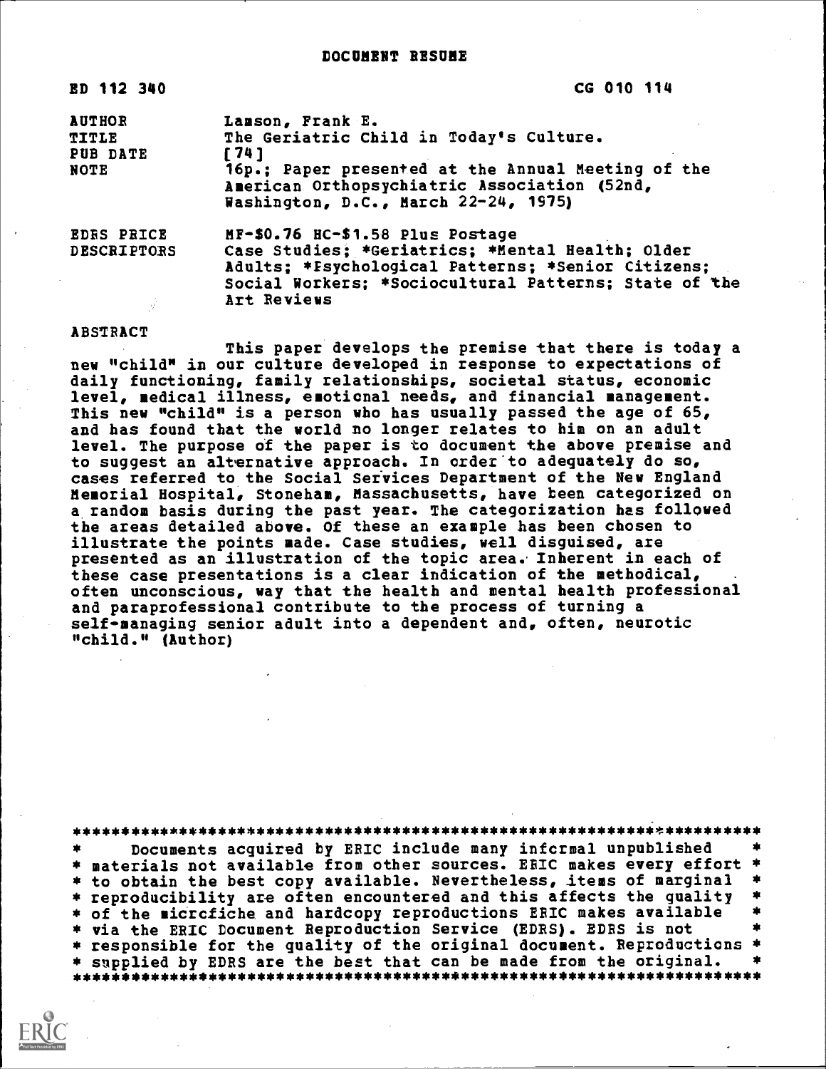# DOCUMENT RESUME

| | | |
|---|---|---|
| ED 112 340 | | CG 010 114 |
| AUTHOR | Lamson, Frank E. | |
| TITLE | The Geriatric Child in Today's Culture. | |
| PUB DATE | [74] | |
| NOTE | 16p.; Paper presented at the Annual Meeting of the American Orthopsychiatric Association (52nd, Washington, D.C., March 22-24, 1975) | |
| EDRS PRICE | MF-$0.76 HC-$1.58 Plus Postage | |
| DESCRIPTORS | Case Studies; *Geriatrics; *Mental Health; Older Adults; *Psychological Patterns; *Senior Citizens; Social Workers; *Sociocultural Patterns; State of the Art Reviews | |

## ABSTRACT

This paper develops the premise that there is today a new "child" in our culture developed in response to expectations of daily functioning, family relationships, societal status, economic level, medical illness, emotional needs, and financial management. This new "child" is a person who has usually passed the age of 65, and has found that the world no longer relates to him on an adult level. The purpose of the paper is to document the above premise and to suggest an alternative approach. In order to adequately do so, cases referred to the Social Services Department of the New England Memorial Hospital, Stoneham, Massachusetts, have been categorized on a random basis during the past year. The categorization has followed the areas detailed above. Of these an example has been chosen to illustrate the points made. Case studies, well disguised, are presented as an illustration of the topic area. Inherent in each of these case presentations is a clear indication of the methodical, often unconscious, way that the health and mental health professional and paraprofessional contribute to the process of turning a self-managing senior adult into a dependent and, often, neurotic "child." (Author)

Documents acquired by ERIC include many informal unpublished materials not available from other sources. ERIC makes every effort to obtain the best copy available. Nevertheless, items of marginal reproducibility are often encountered and this affects the quality of the microfiche and hardcopy reproductions ERIC makes available via the ERIC Document Reproduction Service (EDRS). EDRS is not responsible for the quality of the original document. Reproductions supplied by EDRS are the best that can be made from the original.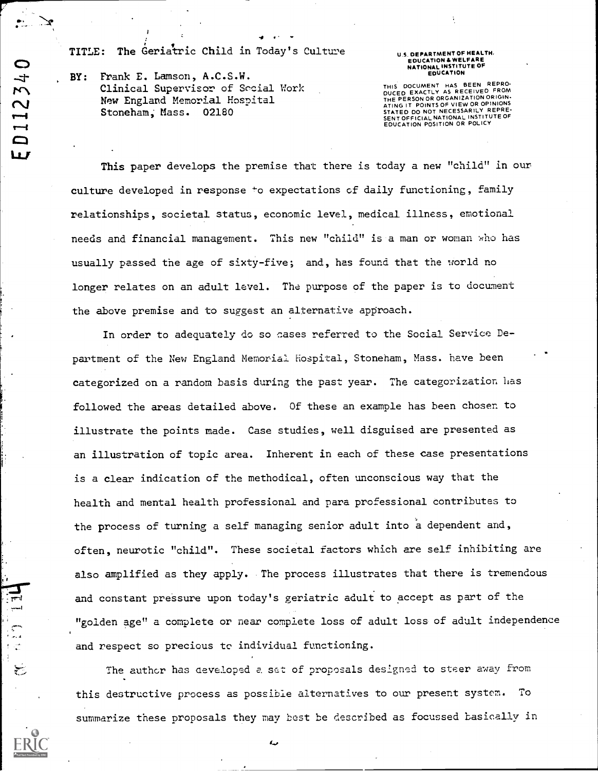TITLE: The Geriatric Child in Today's Culture

BY: Frank E. Lamson, A.C.S.W.
Clinical Supervisor of Social Work
New England Memorial Hospital
Stoneham, Mass. 02180

U.S. DEPARTMENT OF HEALTH, EDUCATION & WELFARE
NATIONAL INSTITUTE OF EDUCATION

THIS DOCUMENT HAS BEEN REPRODUCED EXACTLY AS RECEIVED FROM THE PERSON OR ORGANIZATION ORIGINATING IT. POINTS OF VIEW OR OPINIONS STATED DO NOT NECESSARILY REPRESENT OFFICIAL NATIONAL INSTITUTE OF EDUCATION POSITION OR POLICY

This paper develops the premise that there is today a new "child" in our culture developed in response to expectations of daily functioning, family relationships, societal status, economic level, medical illness, emotional needs and financial management. This new "child" is a man or woman who has usually passed the age of sixty-five; and, has found that the world no longer relates on an adult level. The purpose of the paper is to document the above premise and to suggest an alternative approach.

In order to adequately do so cases referred to the Social Service Department of the New England Memorial Hospital, Stoneham, Mass. have been categorized on a random basis during the past year. The categorization has followed the areas detailed above. Of these an example has been chosen to illustrate the points made. Case studies, well disguised are presented as an illustration of topic area. Inherent in each of these case presentations is a clear indication of the methodical, often unconscious way that the health and mental health professional and para professional contributes to the process of turning a self managing senior adult into a dependent and, often, neurotic "child". These societal factors which are self inhibiting are also amplified as they apply. The process illustrates that there is tremendous and constant pressure upon today's geriatric adult to accept as part of the "golden age" a complete or near complete loss of adult loss of adult independence and respect so precious to individual functioning.

The author has developed a set of proposals designed to steer away from this destructive process as possible alternatives to our present system. To summarize these proposals they may best be described as focussed basically in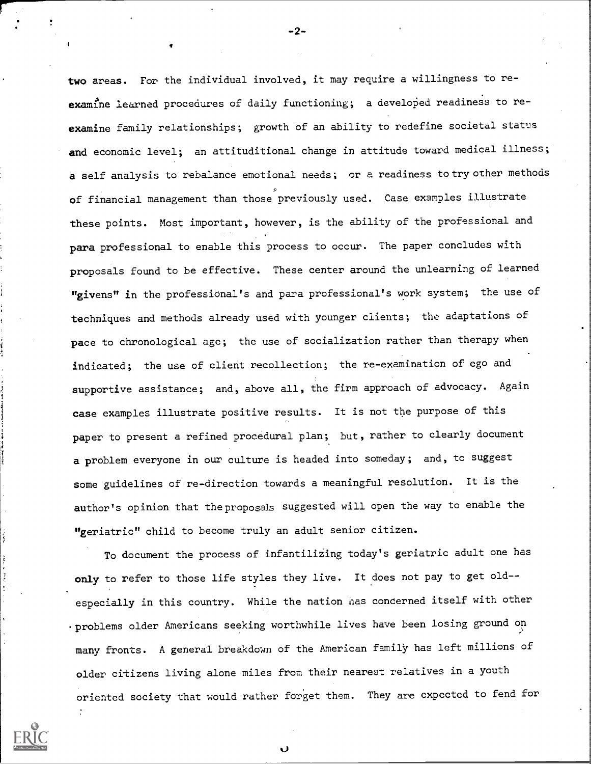two areas. For the individual involved, it may require a willingness to re-examine learned procedures of daily functioning; a developed readiness to re-examine family relationships; growth of an ability to redefine societal status and economic level; an attituditional change in attitude toward medical illness; a self analysis to rebalance emotional needs; or a readiness to try other methods of financial management than those previously used. Case examples illustrate these points. Most important, however, is the ability of the professional and para professional to enable this process to occur. The paper concludes with proposals found to be effective. These center around the unlearning of learned "givens" in the professional's and para professional's work system; the use of techniques and methods already used with younger clients; the adaptations of pace to chronological age; the use of socialization rather than therapy when indicated; the use of client recollection; the re-examination of ego and supportive assistance; and, above all, the firm approach of advocacy. Again case examples illustrate positive results. It is not the purpose of this paper to present a refined procedural plan; but, rather to clearly document a problem everyone in our culture is headed into someday; and, to suggest some guidelines of re-direction towards a meaningful resolution. It is the author's opinion that the proposals suggested will open the way to enable the "geriatric" child to become truly an adult senior citizen.

To document the process of infantilizing today's geriatric adult one has only to refer to those life styles they live. It does not pay to get old--especially in this country. While the nation has concerned itself with other problems older Americans seeking worthwhile lives have been losing ground on many fronts. A general breakdown of the American family has left millions of older citizens living alone miles from their nearest relatives in a youth oriented society that would rather forget them. They are expected to fend for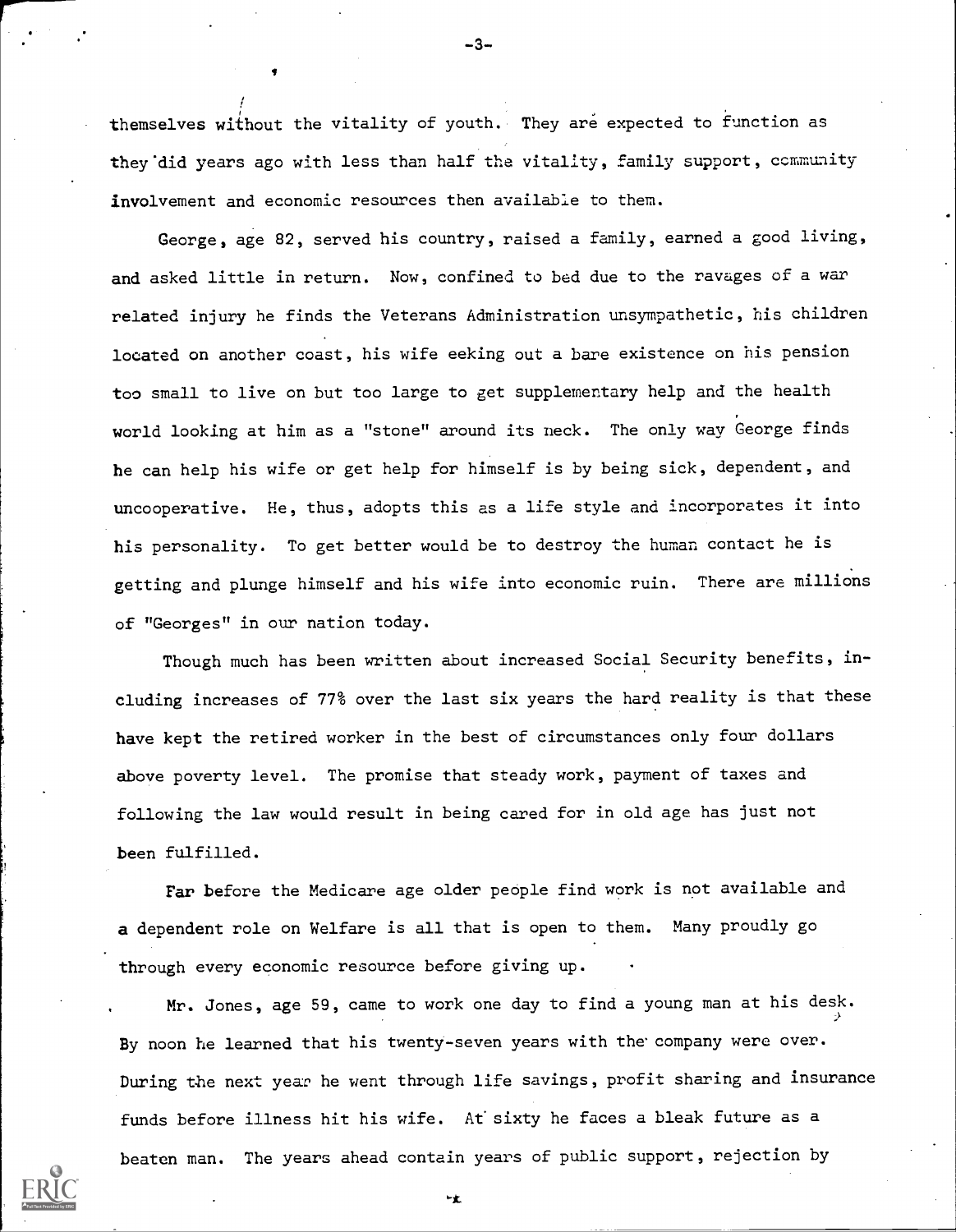themselves without the vitality of youth. They are expected to function as they did years ago with less than half the vitality, family support, community involvement and economic resources then available to them.

George, age 82, served his country, raised a family, earned a good living, and asked little in return. Now, confined to bed due to the ravages of a war related injury he finds the Veterans Administration unsympathetic, his children located on another coast, his wife eeking out a bare existence on his pension too small to live on but too large to get supplementary help and the health world looking at him as a "stone" around its neck. The only way George finds he can help his wife or get help for himself is by being sick, dependent, and uncooperative. He, thus, adopts this as a life style and incorporates it into his personality. To get better would be to destroy the human contact he is getting and plunge himself and his wife into economic ruin. There are millions of "Georges" in our nation today.

Though much has been written about increased Social Security benefits, including increases of 77% over the last six years the hard reality is that these have kept the retired worker in the best of circumstances only four dollars above poverty level. The promise that steady work, payment of taxes and following the law would result in being cared for in old age has just not been fulfilled.

Far before the Medicare age older people find work is not available and a dependent role on Welfare is all that is open to them. Many proudly go through every economic resource before giving up.

Mr. Jones, age 59, came to work one day to find a young man at his desk. By noon he learned that his twenty-seven years with the company were over. During the next year he went through life savings, profit sharing and insurance funds before illness hit his wife. At sixty he faces a bleak future as a beaten man. The years ahead contain years of public support, rejection by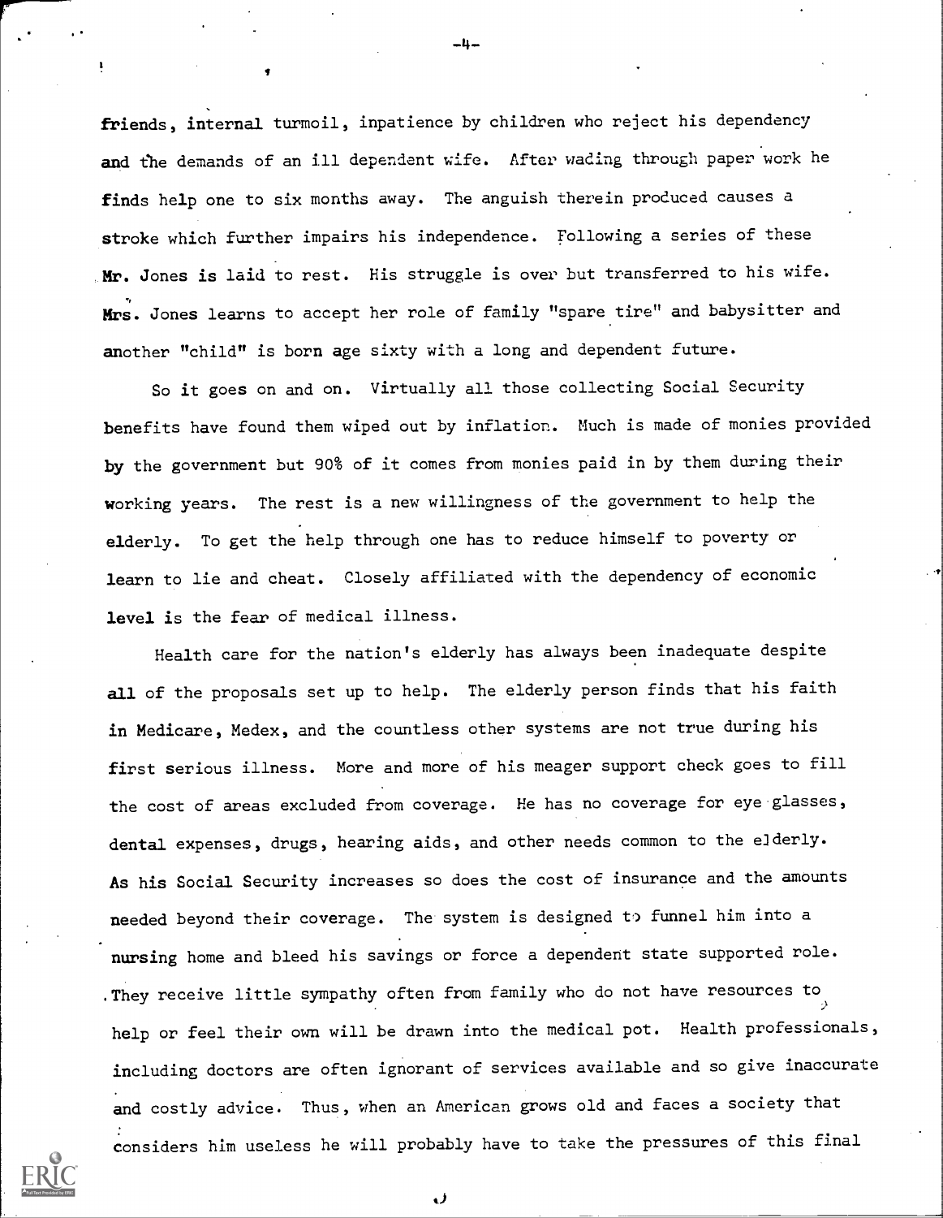friends, internal turmoil, inpatience by children who reject his dependency and the demands of an ill dependent wife. After wading through paper work he finds help one to six months away. The anguish therein produced causes a stroke which further impairs his independence. Following a series of these Mr. Jones is laid to rest. His struggle is over but transferred to his wife. Mrs. Jones learns to accept her role of family "spare tire" and babysitter and another "child" is born age sixty with a long and dependent future.

So it goes on and on. Virtually all those collecting Social Security benefits have found them wiped out by inflation. Much is made of monies provided by the government but 90% of it comes from monies paid in by them during their working years. The rest is a new willingness of the government to help the elderly. To get the help through one has to reduce himself to poverty or learn to lie and cheat. Closely affiliated with the dependency of economic level is the fear of medical illness.

Health care for the nation's elderly has always been inadequate despite all of the proposals set up to help. The elderly person finds that his faith in Medicare, Medex, and the countless other systems are not true during his first serious illness. More and more of his meager support check goes to fill the cost of areas excluded from coverage. He has no coverage for eye glasses, dental expenses, drugs, hearing aids, and other needs common to the elderly. As his Social Security increases so does the cost of insurance and the amounts needed beyond their coverage. The system is designed to funnel him into a nursing home and bleed his savings or force a dependent state supported role. They receive little sympathy often from family who do not have resources to help or feel their own will be drawn into the medical pot. Health professionals, including doctors are often ignorant of services available and so give inaccurate and costly advice. Thus, when an American grows old and faces a society that considers him useless he will probably have to take the pressures of this final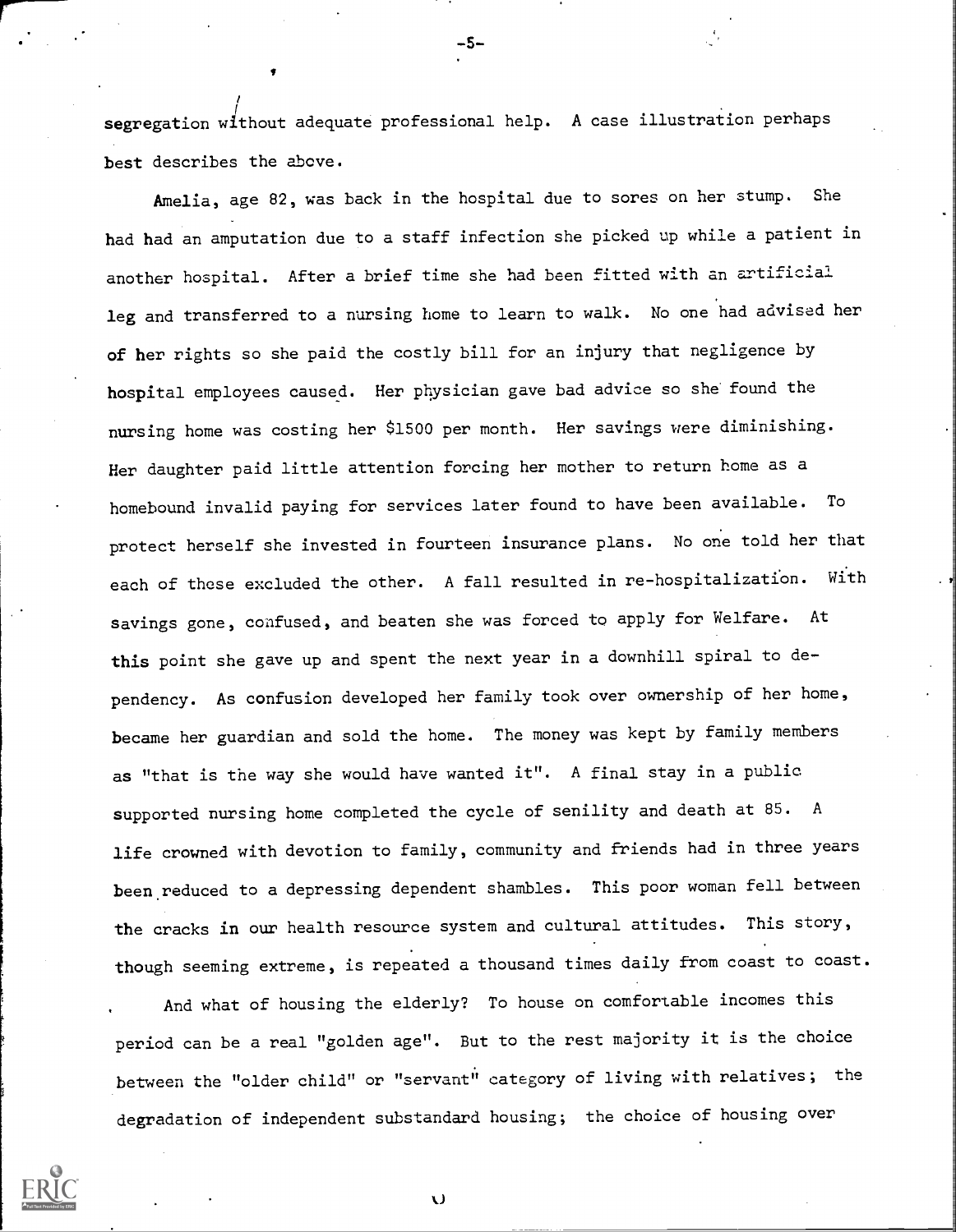segregation without adequate professional help. A case illustration perhaps best describes the above.

Amelia, age 82, was back in the hospital due to sores on her stump. She had had an amputation due to a staff infection she picked up while a patient in another hospital. After a brief time she had been fitted with an artificial leg and transferred to a nursing home to learn to walk. No one had advised her of her rights so she paid the costly bill for an injury that negligence by hospital employees caused. Her physician gave bad advice so she found the nursing home was costing her $1500 per month. Her savings were diminishing. Her daughter paid little attention forcing her mother to return home as a homebound invalid paying for services later found to have been available. To protect herself she invested in fourteen insurance plans. No one told her that each of these excluded the other. A fall resulted in re-hospitalization. With savings gone, confused, and beaten she was forced to apply for Welfare. At this point she gave up and spent the next year in a downhill spiral to dependency. As confusion developed her family took over ownership of her home, became her guardian and sold the home. The money was kept by family members as "that is the way she would have wanted it". A final stay in a public supported nursing home completed the cycle of senility and death at 85. A life crowned with devotion to family, community and friends had in three years been reduced to a depressing dependent shambles. This poor woman fell between the cracks in our health resource system and cultural attitudes. This story, though seeming extreme, is repeated a thousand times daily from coast to coast.

And what of housing the elderly? To house on comfortable incomes this period can be a real "golden age". But to the rest majority it is the choice between the "older child" or "servant" category of living with relatives; the degradation of independent substandard housing; the choice of housing over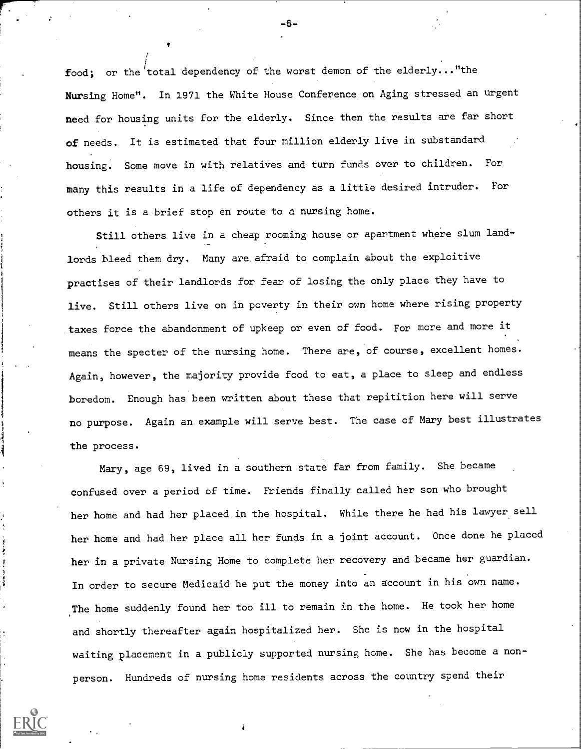food; or the total dependency of the worst demon of the elderly..."the Nursing Home". In 1971 the White House Conference on Aging stressed an urgent need for housing units for the elderly. Since then the results are far short of needs. It is estimated that four million elderly live in substandard housing. Some move in with relatives and turn funds over to children. For many this results in a life of dependency as a little desired intruder. For others it is a brief stop en route to a nursing home.

Still others live in a cheap rooming house or apartment where slum landlords bleed them dry. Many are afraid to complain about the exploitive practises of their landlords for fear of losing the only place they have to live. Still others live on in poverty in their own home where rising property taxes force the abandonment of upkeep or even of food. For more and more it means the specter of the nursing home. There are, of course, excellent homes. Again, however, the majority provide food to eat, a place to sleep and endless boredom. Enough has been written about these that repitition here will serve no purpose. Again an example will serve best. The case of Mary best illustrates the process.

Mary, age 69, lived in a southern state far from family. She became confused over a period of time. Friends finally called her son who brought her home and had her placed in the hospital. While there he had his lawyer sell her home and had her place all her funds in a joint account. Once done he placed her in a private Nursing Home to complete her recovery and became her guardian. In order to secure Medicaid he put the money into an account in his own name. The home suddenly found her too ill to remain in the home. He took her home and shortly thereafter again hospitalized her. She is now in the hospital waiting placement in a publicly supported nursing home. She has become a non-person. Hundreds of nursing home residents across the country spend their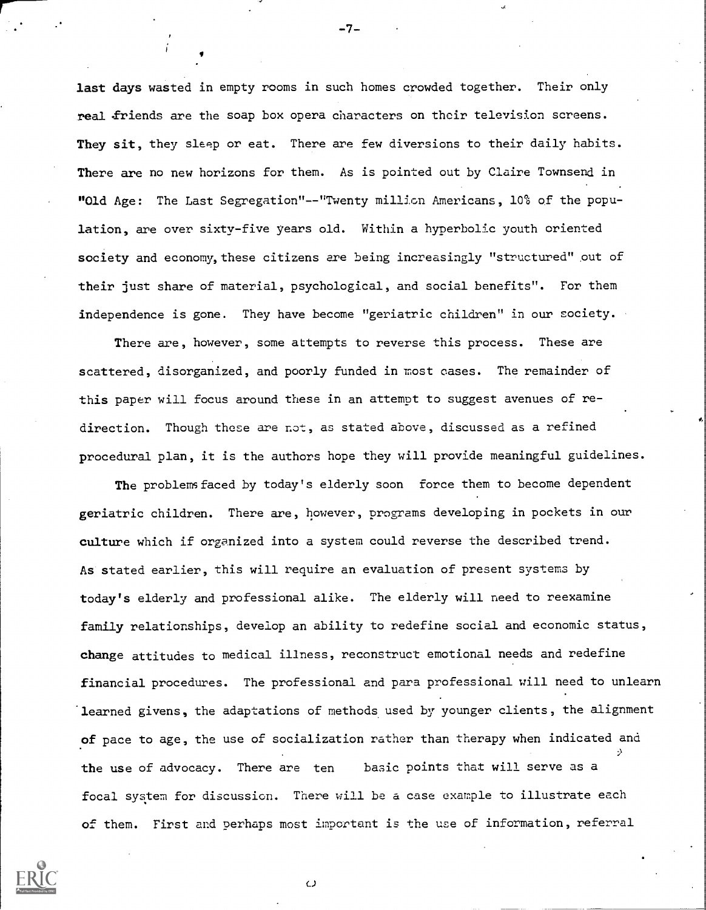last days wasted in empty rooms in such homes crowded together. Their only real friends are the soap box opera characters on their television screens. They sit, they sleep or eat. There are few diversions to their daily habits. There are no new horizons for them. As is pointed out by Claire Townsend in "Old Age: The Last Segregation"--"Twenty million Americans, 10% of the population, are over sixty-five years old. Within a hyperbolic youth oriented society and economy, these citizens are being increasingly "structured" out of their just share of material, psychological, and social benefits". For them independence is gone. They have become "geriatric children" in our society.

There are, however, some attempts to reverse this process. These are scattered, disorganized, and poorly funded in most cases. The remainder of this paper will focus around these in an attempt to suggest avenues of redirection. Though these are not, as stated above, discussed as a refined procedural plan, it is the authors hope they will provide meaningful guidelines.

The problems faced by today's elderly soon force them to become dependent geriatric children. There are, however, programs developing in pockets in our culture which if organized into a system could reverse the described trend. As stated earlier, this will require an evaluation of present systems by today's elderly and professional alike. The elderly will need to reexamine family relationships, develop an ability to redefine social and economic status, change attitudes to medical illness, reconstruct emotional needs and redefine financial procedures. The professional and para professional will need to unlearn learned givens, the adaptations of methods used by younger clients, the alignment of pace to age, the use of socialization rather than therapy when indicated and the use of advocacy. There are ten basic points that will serve as a focal system for discussion. There will be a case example to illustrate each of them. First and perhaps most important is the use of information, referral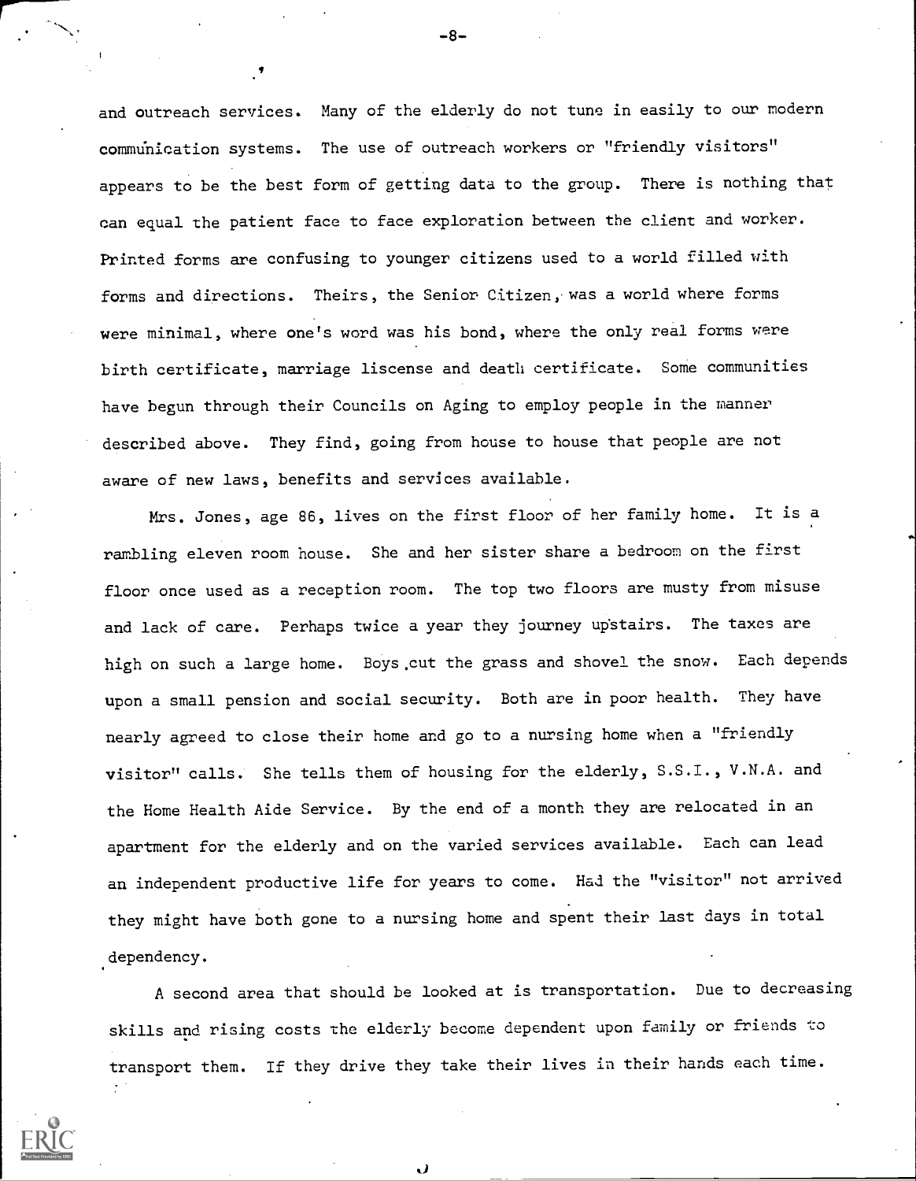and outreach services. Many of the elderly do not tune in easily to our modern communication systems. The use of outreach workers or "friendly visitors" appears to be the best form of getting data to the group. There is nothing that can equal the patient face to face exploration between the client and worker. Printed forms are confusing to younger citizens used to a world filled with forms and directions. Theirs, the Senior Citizen, was a world where forms were minimal, where one's word was his bond, where the only real forms were birth certificate, marriage liscense and death certificate. Some communities have begun through their Councils on Aging to employ people in the manner described above. They find, going from house to house that people are not aware of new laws, benefits and services available.

Mrs. Jones, age 86, lives on the first floor of her family home. It is a rambling eleven room house. She and her sister share a bedroom on the first floor once used as a reception room. The top two floors are musty from misuse and lack of care. Perhaps twice a year they journey upstairs. The taxes are high on such a large home. Boys cut the grass and shovel the snow. Each depends upon a small pension and social security. Both are in poor health. They have nearly agreed to close their home and go to a nursing home when a "friendly visitor" calls. She tells them of housing for the elderly, S.S.I., V.N.A. and the Home Health Aide Service. By the end of a month they are relocated in an apartment for the elderly and on the varied services available. Each can lead an independent productive life for years to come. Had the "visitor" not arrived they might have both gone to a nursing home and spent their last days in total dependency.

A second area that should be looked at is transportation. Due to decreasing skills and rising costs the elderly become dependent upon family or friends to transport them. If they drive they take their lives in their hands each time.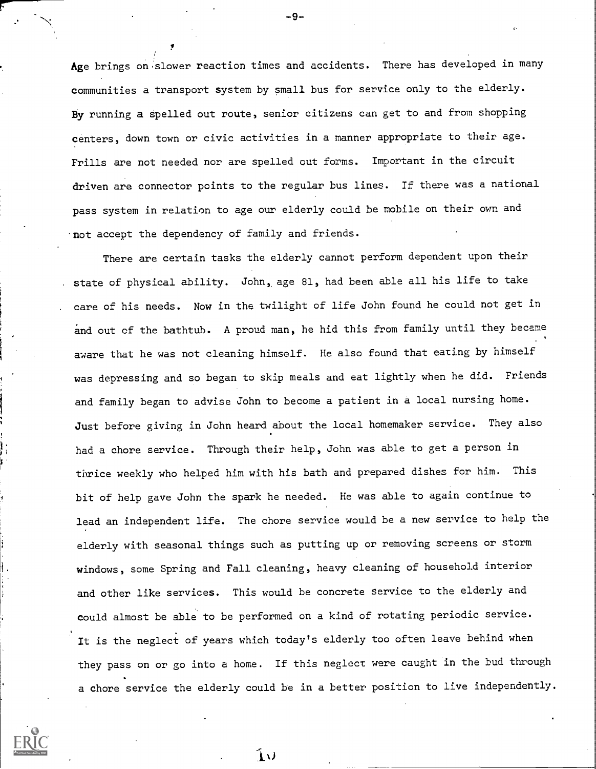Age brings on slower reaction times and accidents. There has developed in many communities a transport system by small bus for service only to the elderly. By running a spelled out route, senior citizens can get to and from shopping centers, down town or civic activities in a manner appropriate to their age. Frills are not needed nor are spelled out forms. Important in the circuit driven are connector points to the regular bus lines. If there was a national pass system in relation to age our elderly could be mobile on their own and not accept the dependency of family and friends.

There are certain tasks the elderly cannot perform dependent upon their state of physical ability. John, age 81, had been able all his life to take care of his needs. Now in the twilight of life John found he could not get in and out of the bathtub. A proud man, he hid this from family until they became aware that he was not cleaning himself. He also found that eating by himself was depressing and so began to skip meals and eat lightly when he did. Friends and family began to advise John to become a patient in a local nursing home. Just before giving in John heard about the local homemaker service. They also had a chore service. Through their help, John was able to get a person in thrice weekly who helped him with his bath and prepared dishes for him. This bit of help gave John the spark he needed. He was able to again continue to lead an independent life. The chore service would be a new service to help the elderly with seasonal things such as putting up or removing screens or storm windows, some Spring and Fall cleaning, heavy cleaning of household interior and other like services. This would be concrete service to the elderly and could almost be able to be performed on a kind of rotating periodic service. It is the neglect of years which today's elderly too often leave behind when they pass on or go into a home. If this neglect were caught in the bud through a chore service the elderly could be in a better position to live independently.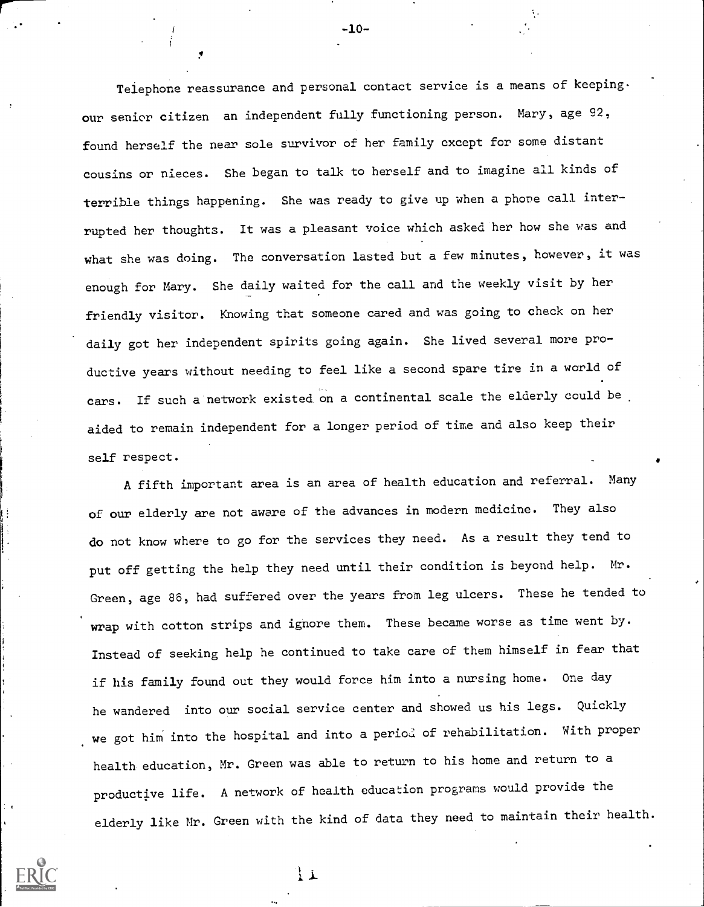Telephone reassurance and personal contact service is a means of keeping our senior citizen an independent fully functioning person. Mary, age 92, found herself the near sole survivor of her family except for some distant cousins or nieces. She began to talk to herself and to imagine all kinds of terrible things happening. She was ready to give up when a phone call interrupted her thoughts. It was a pleasant voice which asked her how she was and what she was doing. The conversation lasted but a few minutes, however, it was enough for Mary. She daily waited for the call and the weekly visit by her friendly visitor. Knowing that someone cared and was going to check on her daily got her independent spirits going again. She lived several more productive years without needing to feel like a second spare tire in a world of cars. If such a network existed on a continental scale the elderly could be aided to remain independent for a longer period of time and also keep their self respect.

A fifth important area is an area of health education and referral. Many of our elderly are not aware of the advances in modern medicine. They also do not know where to go for the services they need. As a result they tend to put off getting the help they need until their condition is beyond help. Mr. Green, age 86, had suffered over the years from leg ulcers. These he tended to wrap with cotton strips and ignore them. These became worse as time went by. Instead of seeking help he continued to take care of them himself in fear that if his family found out they would force him into a nursing home. One day he wandered into our social service center and showed us his legs. Quickly we got him into the hospital and into a period of rehabilitation. With proper health education, Mr. Green was able to return to his home and return to a productive life. A network of health education programs would provide the elderly like Mr. Green with the kind of data they need to maintain their health.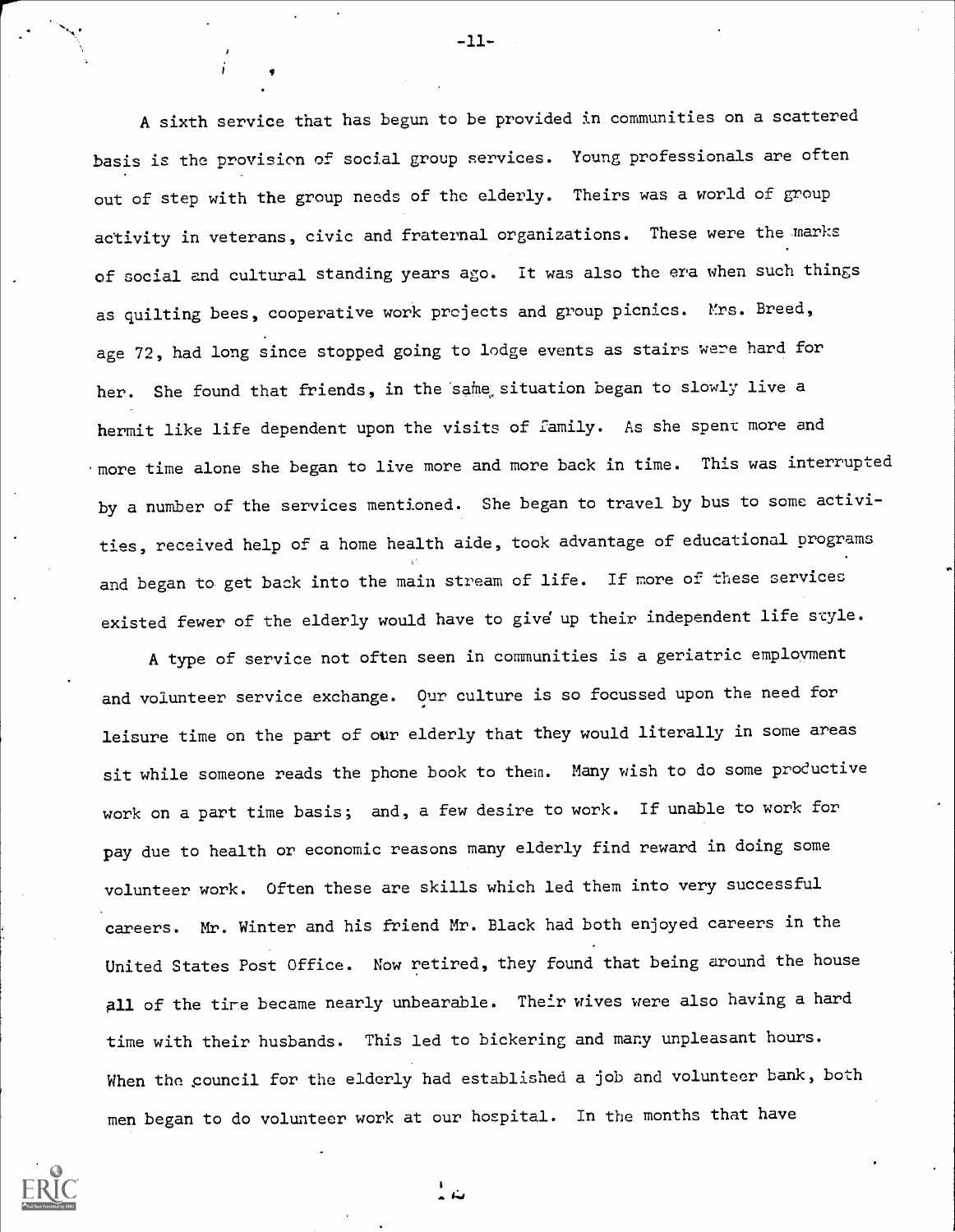A sixth service that has begun to be provided in communities on a scattered basis is the provision of social group services. Young professionals are often out of step with the group needs of the elderly. Theirs was a world of group activity in veterans, civic and fraternal organizations. These were the marks of social and cultural standing years ago. It was also the era when such things as quilting bees, cooperative work projects and group picnics. Mrs. Breed, age 72, had long since stopped going to lodge events as stairs were hard for her. She found that friends, in the same situation began to slowly live a hermit like life dependent upon the visits of family. As she spent more and more time alone she began to live more and more back in time. This was interrupted by a number of the services mentioned. She began to travel by bus to some activities, received help of a home health aide, took advantage of educational programs and began to get back into the main stream of life. If more of these services existed fewer of the elderly would have to give up their independent life style.

A type of service not often seen in communities is a geriatric employment and volunteer service exchange. Our culture is so focussed upon the need for leisure time on the part of our elderly that they would literally in some areas sit while someone reads the phone book to them. Many wish to do some productive work on a part time basis; and, a few desire to work. If unable to work for pay due to health or economic reasons many elderly find reward in doing some volunteer work. Often these are skills which led them into very successful careers. Mr. Winter and his friend Mr. Black had both enjoyed careers in the United States Post Office. Now retired, they found that being around the house all of the tire became nearly unbearable. Their wives were also having a hard time with their husbands. This led to bickering and many unpleasant hours. When the council for the elderly had established a job and volunteer bank, both men began to do volunteer work at our hospital. In the months that have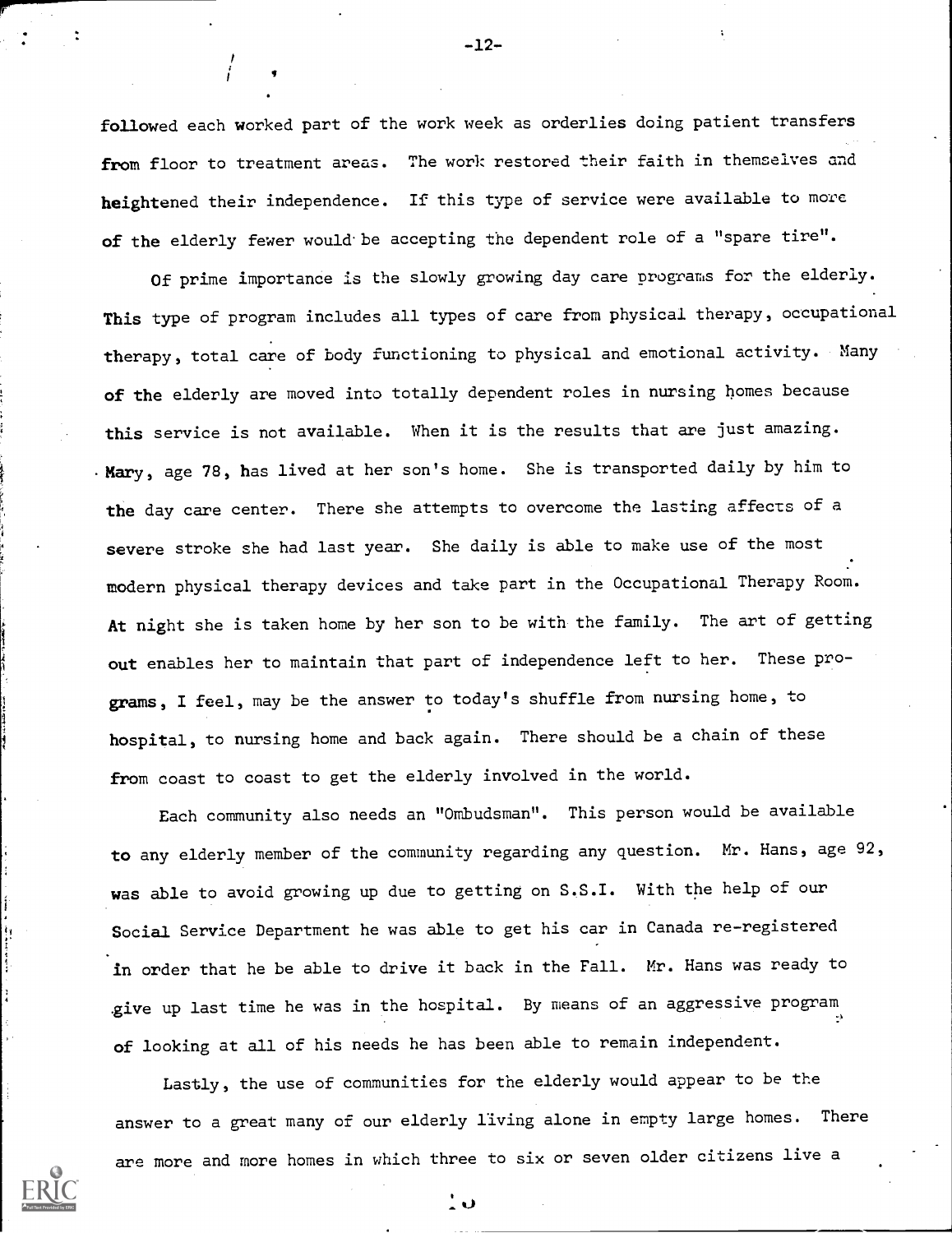followed each worked part of the work week as orderlies doing patient transfers from floor to treatment areas. The work restored their faith in themselves and heightened their independence. If this type of service were available to more of the elderly fewer would be accepting the dependent role of a "spare tire".

Of prime importance is the slowly growing day care programs for the elderly. This type of program includes all types of care from physical therapy, occupational therapy, total care of body functioning to physical and emotional activity. Many of the elderly are moved into totally dependent roles in nursing homes because this service is not available. When it is the results that are just amazing. Mary, age 78, has lived at her son's home. She is transported daily by him to the day care center. There she attempts to overcome the lasting affects of a severe stroke she had last year. She daily is able to make use of the most modern physical therapy devices and take part in the Occupational Therapy Room. At night she is taken home by her son to be with the family. The art of getting out enables her to maintain that part of independence left to her. These programs, I feel, may be the answer to today's shuffle from nursing home, to hospital, to nursing home and back again. There should be a chain of these from coast to coast to get the elderly involved in the world.

Each community also needs an "Ombudsman". This person would be available to any elderly member of the community regarding any question. Mr. Hans, age 92, was able to avoid growing up due to getting on S.S.I. With the help of our Social Service Department he was able to get his car in Canada re-registered in order that he be able to drive it back in the Fall. Mr. Hans was ready to give up last time he was in the hospital. By means of an aggressive program of looking at all of his needs he has been able to remain independent.

Lastly, the use of communities for the elderly would appear to be the answer to a great many of our elderly living alone in empty large homes. There are more and more homes in which three to six or seven older citizens live a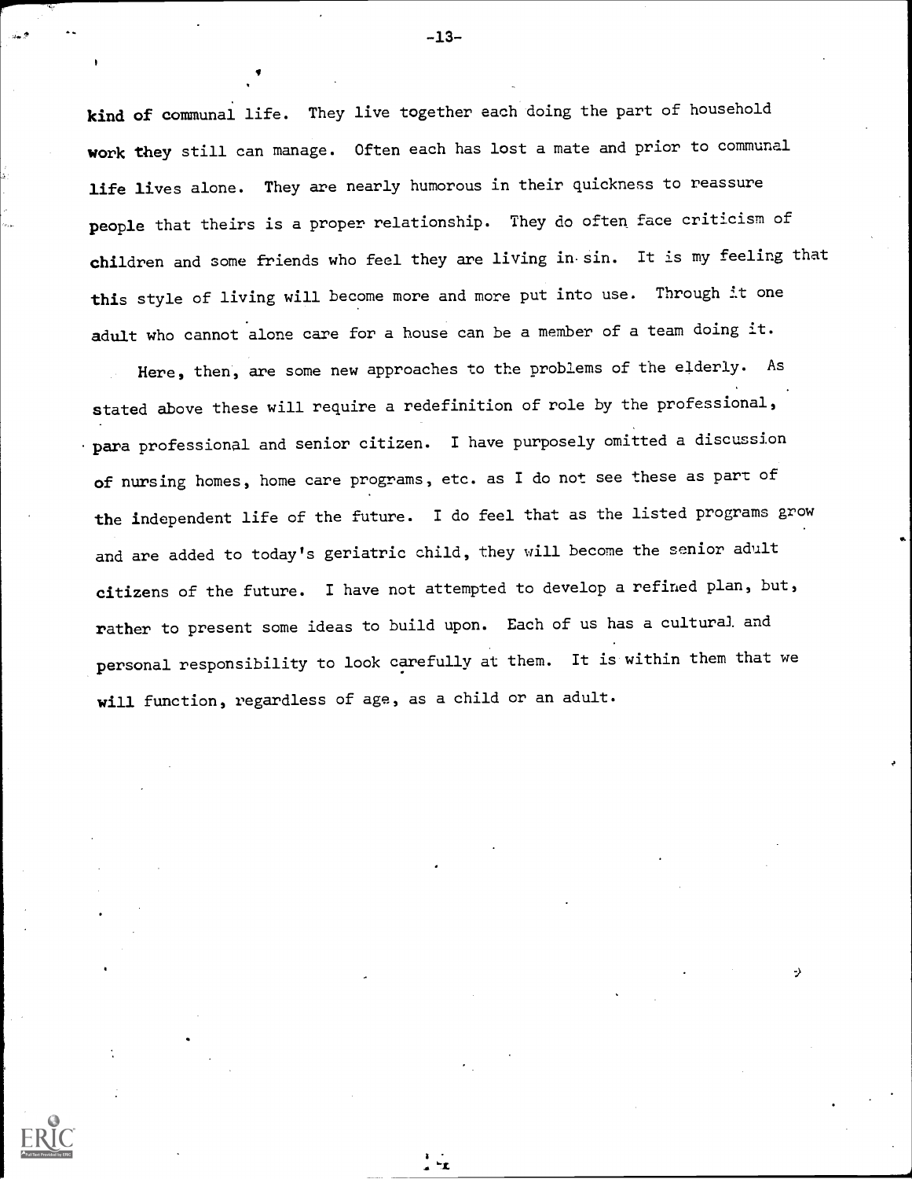kind of communal life. They live together each doing the part of household work they still can manage. Often each has lost a mate and prior to communal life lives alone. They are nearly humorous in their quickness to reassure people that theirs is a proper relationship. They do often face criticism of children and some friends who feel they are living in sin. It is my feeling that this style of living will become more and more put into use. Through it one adult who cannot alone care for a house can be a member of a team doing it.

Here, then, are some new approaches to the problems of the elderly. As stated above these will require a redefinition of role by the professional, para professional and senior citizen. I have purposely omitted a discussion of nursing homes, home care programs, etc. as I do not see these as part of the independent life of the future. I do feel that as the listed programs grow and are added to today's geriatric child, they will become the senior adult citizens of the future. I have not attempted to develop a refined plan, but, rather to present some ideas to build upon. Each of us has a cultural and personal responsibility to look carefully at them. It is within them that we will function, regardless of age, as a child or an adult.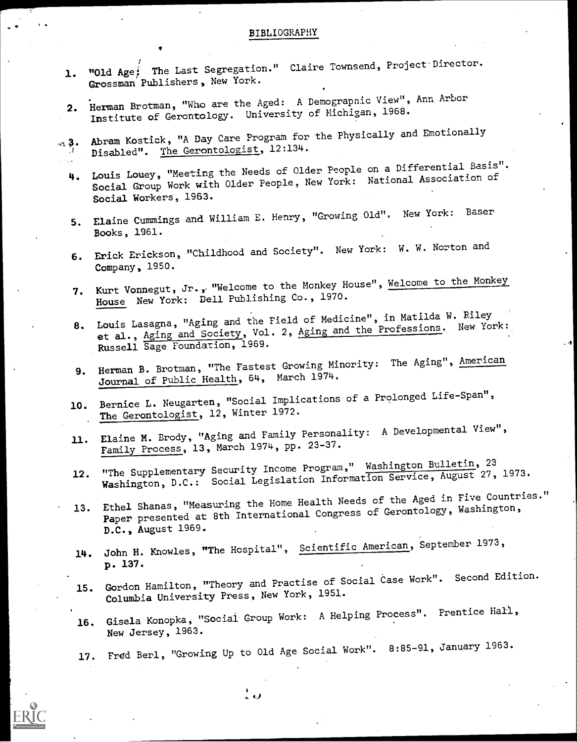## BIBLIOGRAPHY

1. "Old Age: The Last Segregation." Claire Townsend, Project Director. Grossman Publishers, New York.

2. Herman Brotman, "Who are the Aged: A Demograpnic View", Ann Arbor Institute of Gerontology. University of Michigan, 1968.

3. Abram Kostick, "A Day Care Program for the Physically and Emotionally Disabled". The Gerontologist, 12:134.

4. Louis Louey, "Meeting the Needs of Older People on a Differential Basis". Social Group Work with Older People, New York: National Association of Social Workers, 1963.

5. Elaine Cummings and William E. Henry, "Growing Old". New York: Baser Books, 1961.

6. Erick Erickson, "Childhood and Society". New York: W. W. Norton and Company, 1950.

7. Kurt Vonnegut, Jr., "Welcome to the Monkey House", Welcome to the Monkey House New York: Dell Publishing Co., 1970.

8. Louis Lasagna, "Aging and the Field of Medicine", in Matilda W. Riley et al., Aging and Society, Vol. 2, Aging and the Professions. New York: Russell Sage Foundation, 1969.

9. Herman B. Brotman, "The Fastest Growing Minority: The Aging", American Journal of Public Health, 64, March 1974.

10. Bernice L. Neugarten, "Social Implications of a Prolonged Life-Span", The Gerontologist, 12, Winter 1972.

11. Elaine M. Brody, "Aging and Family Personality: A Developmental View", Family Process, 13, March 1974, pp. 23-37.

12. "The Supplementary Security Income Program," Washington Bulletin, 23 Washington, D.C.: Social Legislation Information Service, August 27, 1973.

13. Ethel Shanas, "Measuring the Home Health Needs of the Aged in Five Countries." Paper presented at 8th International Congress of Gerontology, Washington, D.C., August 1969.

14. John H. Knowles, "The Hospital", Scientific American, September 1973, p. 137.

15. Gordon Hamilton, "Theory and Practise of Social Case Work". Second Edition. Columbia University Press, New York, 1951.

16. Gisela Konopka, "Social Group Work: A Helping Process". Frentice Hall, New Jersey, 1963.

17. Fred Berl, "Growing Up to Old Age Social Work". 8:85-91, January 1963.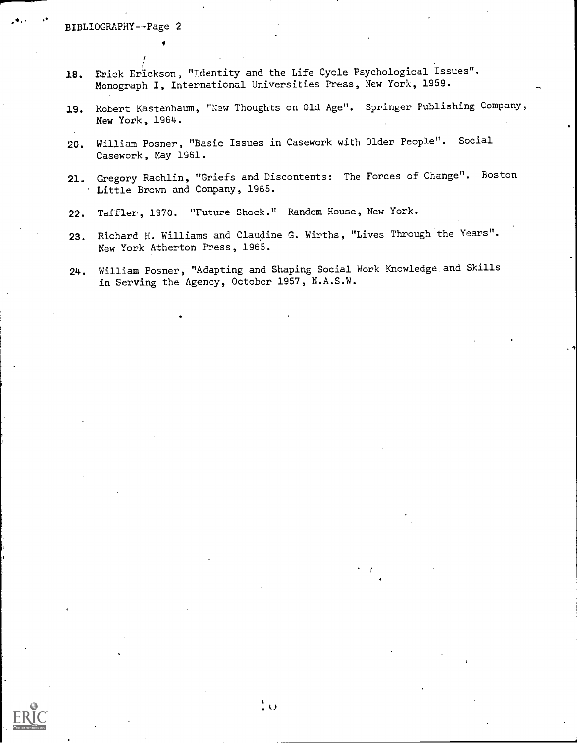BIBLIOGRAPHY--Page 2

18. Erick Erickson, "Identity and the Life Cycle Psychological Issues". Monograph I, International Universities Press, New York, 1959.

19. Robert Kastenbaum, "New Thoughts on Old Age". Springer Publishing Company, New York, 1964.

20. William Posner, "Basic Issues in Casework with Older People". Social Casework, May 1961.

21. Gregory Rachlin, "Griefs and Discontents: The Forces of Change". Boston Little Brown and Company, 1965.

22. Taffler, 1970. "Future Shock." Random House, New York.

23. Richard H. Williams and Claudine G. Wirths, "Lives Through the Years". New York Atherton Press, 1965.

24. William Posner, "Adapting and Shaping Social Work Knowledge and Skills in Serving the Agency, October 1957, N.A.S.W.